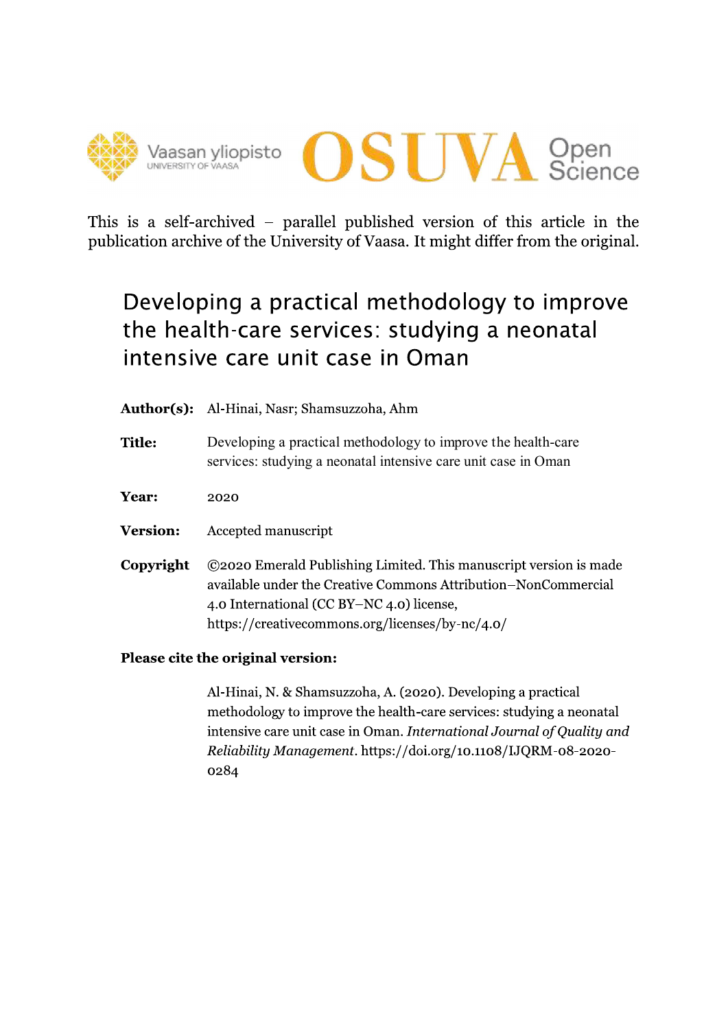This is a self-archived – parallel published version of this article in the publication archive of the University of Vaasa. It might differ from the original.

# Developing a practical methodology to improve the health-care services: studying a neonatal intensive care unit case in Oman

**Author(s):** Al-Hinai, Nasr; Shamsuzzoha, Ahm

**Title:** Developing a practical methodology to improve the health-care services: studying a neonatal intensive care unit case in Oman

**Year:** 2020

**Version:** Accepted manuscript

**Copyright** ©2020 Emerald Publishing Limited. This manuscript version is made available under the Creative Commons Attribution–NonCommercial 4.0 International (CC BY–NC 4.0) license, https://creativecommons.org/licenses/by-nc/4.0/

**Please cite the original version:**

Al-Hinai, N. & Shamsuzzoha, A. (2020). Developing a practical methodology to improve the health-care services: studying a neonatal intensive care unit case in Oman. *International Journal of Quality and Reliability Management*. https://doi.org/10.1108/IJQRM-08-2020-0284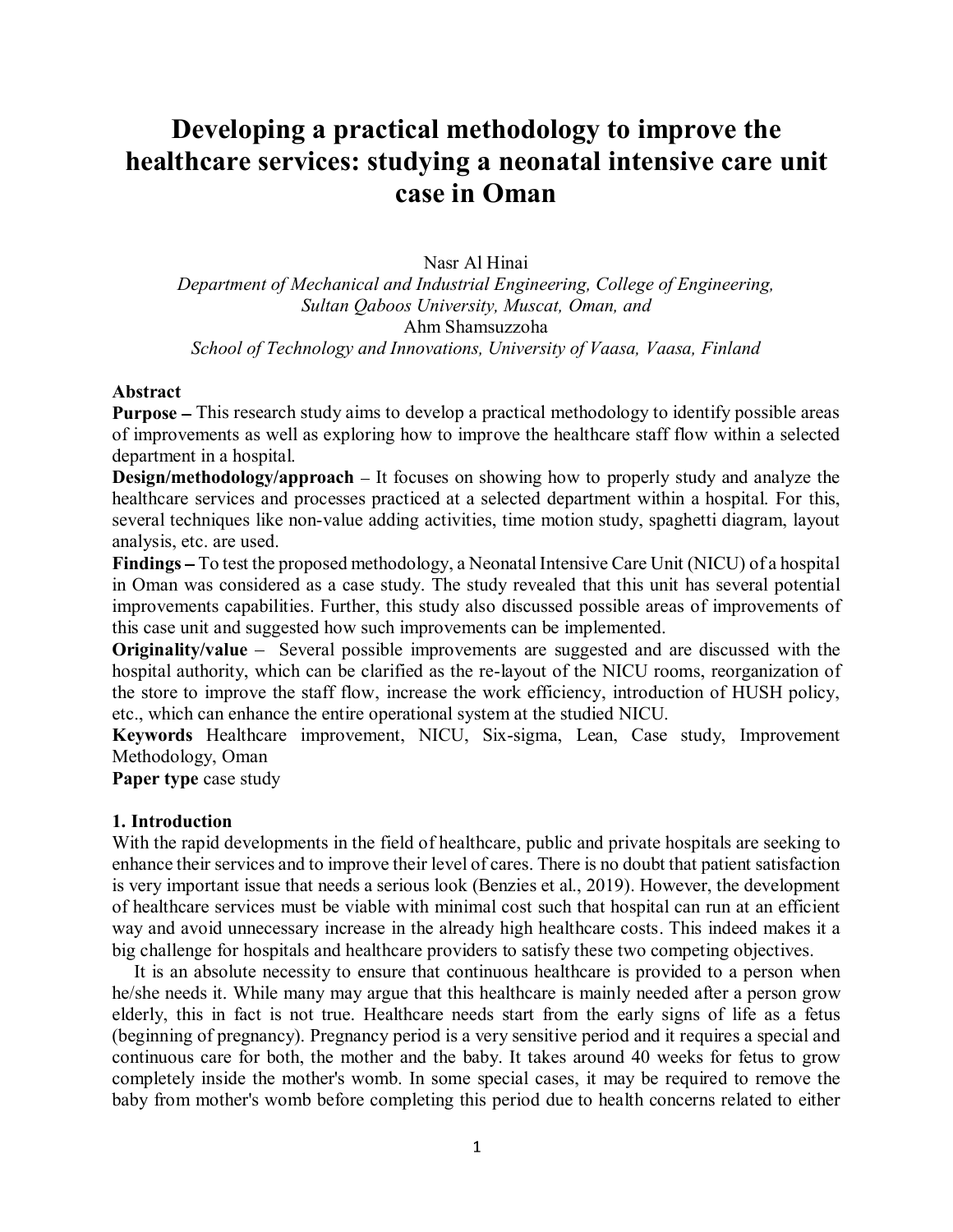# Developing a practical methodology to improve the healthcare services: studying a neonatal intensive care unit case in Oman

Nasr Al Hinai

*Department of Mechanical and Industrial Engineering, College of Engineering, Sultan Qaboos University, Muscat, Oman, and*

Ahm Shamsuzzoha

*School of Technology and Innovations, University of Vaasa, Vaasa, Finland*

**Abstract**

**Purpose –** This research study aims to develop a practical methodology to identify possible areas of improvements as well as exploring how to improve the healthcare staff flow within a selected department in a hospital.

**Design/methodology/approach** – It focuses on showing how to properly study and analyze the healthcare services and processes practiced at a selected department within a hospital. For this, several techniques like non-value adding activities, time motion study, spaghetti diagram, layout analysis, etc. are used.

**Findings –** To test the proposed methodology, a Neonatal Intensive Care Unit (NICU) of a hospital in Oman was considered as a case study. The study revealed that this unit has several potential improvements capabilities. Further, this study also discussed possible areas of improvements of this case unit and suggested how such improvements can be implemented.

**Originality/value** – Several possible improvements are suggested and are discussed with the hospital authority, which can be clarified as the re-layout of the NICU rooms, reorganization of the store to improve the staff flow, increase the work efficiency, introduction of HUSH policy, etc., which can enhance the entire operational system at the studied NICU.

**Keywords** Healthcare improvement, NICU, Six-sigma, Lean, Case study, Improvement Methodology, Oman

**Paper type** case study

## 1. Introduction

With the rapid developments in the field of healthcare, public and private hospitals are seeking to enhance their services and to improve their level of cares. There is no doubt that patient satisfaction is very important issue that needs a serious look (Benzies et al., 2019). However, the development of healthcare services must be viable with minimal cost such that hospital can run at an efficient way and avoid unnecessary increase in the already high healthcare costs. This indeed makes it a big challenge for hospitals and healthcare providers to satisfy these two competing objectives.

It is an absolute necessity to ensure that continuous healthcare is provided to a person when he/she needs it. While many may argue that this healthcare is mainly needed after a person grow elderly, this in fact is not true. Healthcare needs start from the early signs of life as a fetus (beginning of pregnancy). Pregnancy period is a very sensitive period and it requires a special and continuous care for both, the mother and the baby. It takes around 40 weeks for fetus to grow completely inside the mother's womb. In some special cases, it may be required to remove the baby from mother's womb before completing this period due to health concerns related to either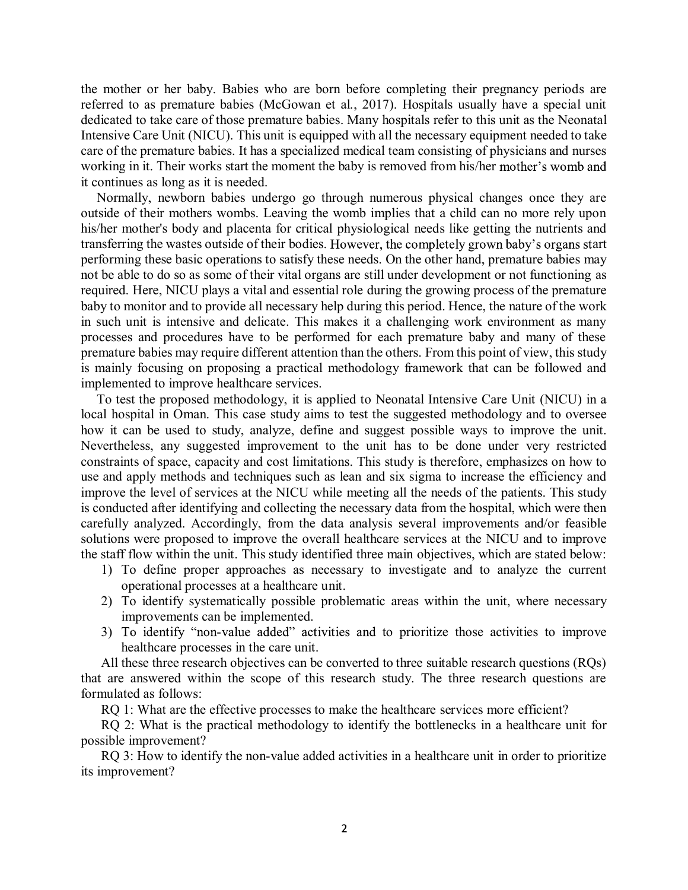the mother or her baby. Babies who are born before completing their pregnancy periods are referred to as premature babies (McGowan et al., 2017). Hospitals usually have a special unit dedicated to take care of those premature babies. Many hospitals refer to this unit as the Neonatal Intensive Care Unit (NICU). This unit is equipped with all the necessary equipment needed to take care of the premature babies. It has a specialized medical team consisting of physicians and nurses working in it. Their works start the moment the baby is removed from his/her mother's womb and it continues as long as it is needed.

Normally, newborn babies undergo go through numerous physical changes once they are outside of their mothers wombs. Leaving the womb implies that a child can no more rely upon his/her mother's body and placenta for critical physiological needs like getting the nutrients and transferring the wastes outside of their bodies. However, the completely grown baby's organs start performing these basic operations to satisfy these needs. On the other hand, premature babies may not be able to do so as some of their vital organs are still under development or not functioning as required. Here, NICU plays a vital and essential role during the growing process of the premature baby to monitor and to provide all necessary help during this period. Hence, the nature of the work in such unit is intensive and delicate. This makes it a challenging work environment as many processes and procedures have to be performed for each premature baby and many of these premature babies may require different attention than the others. From this point of view, this study is mainly focusing on proposing a practical methodology framework that can be followed and implemented to improve healthcare services.

To test the proposed methodology, it is applied to Neonatal Intensive Care Unit (NICU) in a local hospital in Oman. This case study aims to test the suggested methodology and to oversee how it can be used to study, analyze, define and suggest possible ways to improve the unit. Nevertheless, any suggested improvement to the unit has to be done under very restricted constraints of space, capacity and cost limitations. This study is therefore, emphasizes on how to use and apply methods and techniques such as lean and six sigma to increase the efficiency and improve the level of services at the NICU while meeting all the needs of the patients. This study is conducted after identifying and collecting the necessary data from the hospital, which were then carefully analyzed. Accordingly, from the data analysis several improvements and/or feasible solutions were proposed to improve the overall healthcare services at the NICU and to improve the staff flow within the unit. This study identified three main objectives, which are stated below:

1) To define proper approaches as necessary to investigate and to analyze the current operational processes at a healthcare unit.
2) To identify systematically possible problematic areas within the unit, where necessary improvements can be implemented.
3) To identify "non-value added" activities and to prioritize those activities to improve healthcare processes in the care unit.

All these three research objectives can be converted to three suitable research questions (RQs) that are answered within the scope of this research study. The three research questions are formulated as follows:

RQ 1: What are the effective processes to make the healthcare services more efficient?

RQ 2: What is the practical methodology to identify the bottlenecks in a healthcare unit for possible improvement?

RQ 3: How to identify the non-value added activities in a healthcare unit in order to prioritize its improvement?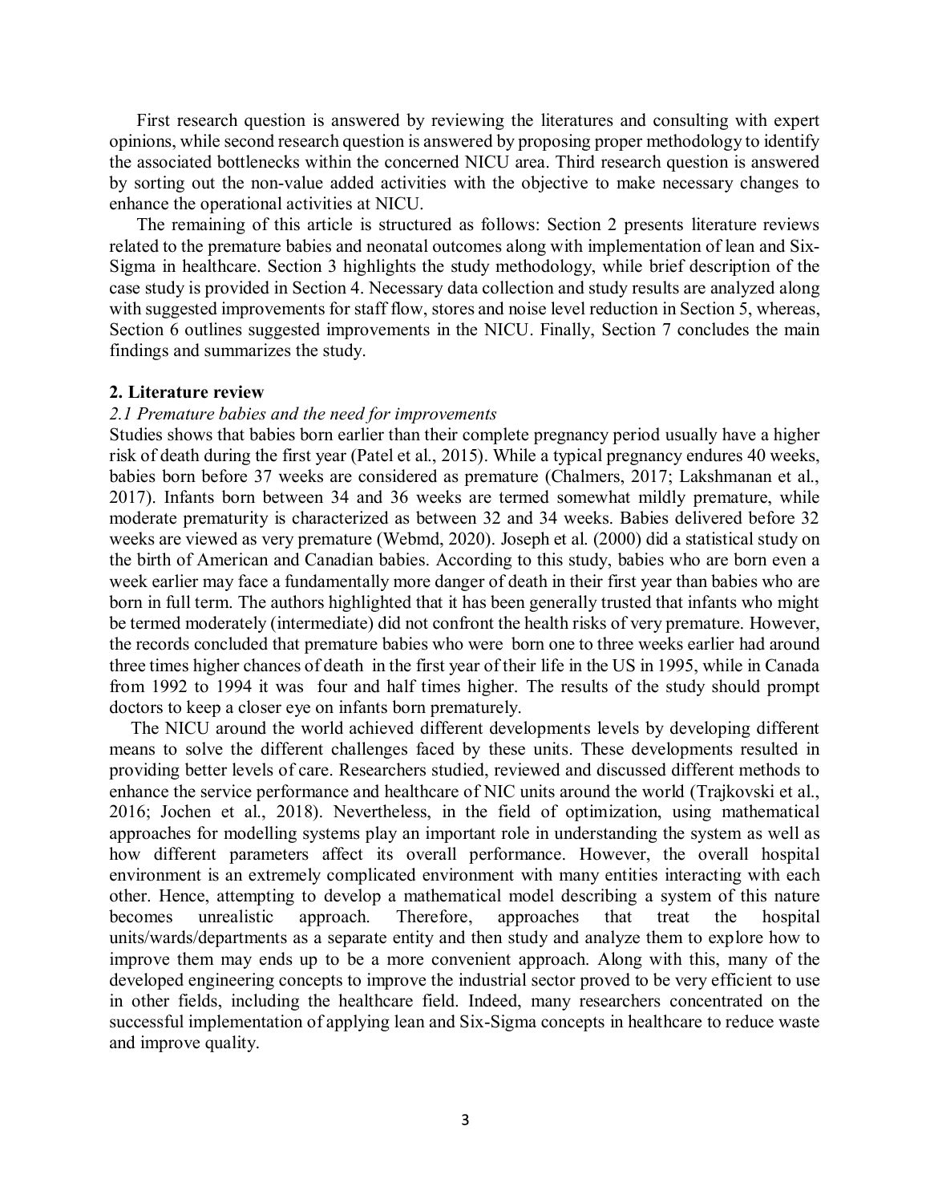First research question is answered by reviewing the literatures and consulting with expert opinions, while second research question is answered by proposing proper methodology to identify the associated bottlenecks within the concerned NICU area. Third research question is answered by sorting out the non-value added activities with the objective to make necessary changes to enhance the operational activities at NICU.

The remaining of this article is structured as follows: Section 2 presents literature reviews related to the premature babies and neonatal outcomes along with implementation of lean and Six-Sigma in healthcare. Section 3 highlights the study methodology, while brief description of the case study is provided in Section 4. Necessary data collection and study results are analyzed along with suggested improvements for staff flow, stores and noise level reduction in Section 5, whereas, Section 6 outlines suggested improvements in the NICU. Finally, Section 7 concludes the main findings and summarizes the study.

## 2. Literature review

### *2.1 Premature babies and the need for improvements*

Studies shows that babies born earlier than their complete pregnancy period usually have a higher risk of death during the first year (Patel et al., 2015). While a typical pregnancy endures 40 weeks, babies born before 37 weeks are considered as premature (Chalmers, 2017; Lakshmanan et al., 2017). Infants born between 34 and 36 weeks are termed somewhat mildly premature, while moderate prematurity is characterized as between 32 and 34 weeks. Babies delivered before 32 weeks are viewed as very premature (Webmd, 2020). Joseph et al. (2000) did a statistical study on the birth of American and Canadian babies. According to this study, babies who are born even a week earlier may face a fundamentally more danger of death in their first year than babies who are born in full term. The authors highlighted that it has been generally trusted that infants who might be termed moderately (intermediate) did not confront the health risks of very premature. However, the records concluded that premature babies who were born one to three weeks earlier had around three times higher chances of death in the first year of their life in the US in 1995, while in Canada from 1992 to 1994 it was four and half times higher. The results of the study should prompt doctors to keep a closer eye on infants born prematurely.

The NICU around the world achieved different developments levels by developing different means to solve the different challenges faced by these units. These developments resulted in providing better levels of care. Researchers studied, reviewed and discussed different methods to enhance the service performance and healthcare of NIC units around the world (Trajkovski et al., 2016; Jochen et al., 2018). Nevertheless, in the field of optimization, using mathematical approaches for modelling systems play an important role in understanding the system as well as how different parameters affect its overall performance. However, the overall hospital environment is an extremely complicated environment with many entities interacting with each other. Hence, attempting to develop a mathematical model describing a system of this nature becomes unrealistic approach. Therefore, approaches that treat the hospital units/wards/departments as a separate entity and then study and analyze them to explore how to improve them may ends up to be a more convenient approach. Along with this, many of the developed engineering concepts to improve the industrial sector proved to be very efficient to use in other fields, including the healthcare field. Indeed, many researchers concentrated on the successful implementation of applying lean and Six-Sigma concepts in healthcare to reduce waste and improve quality.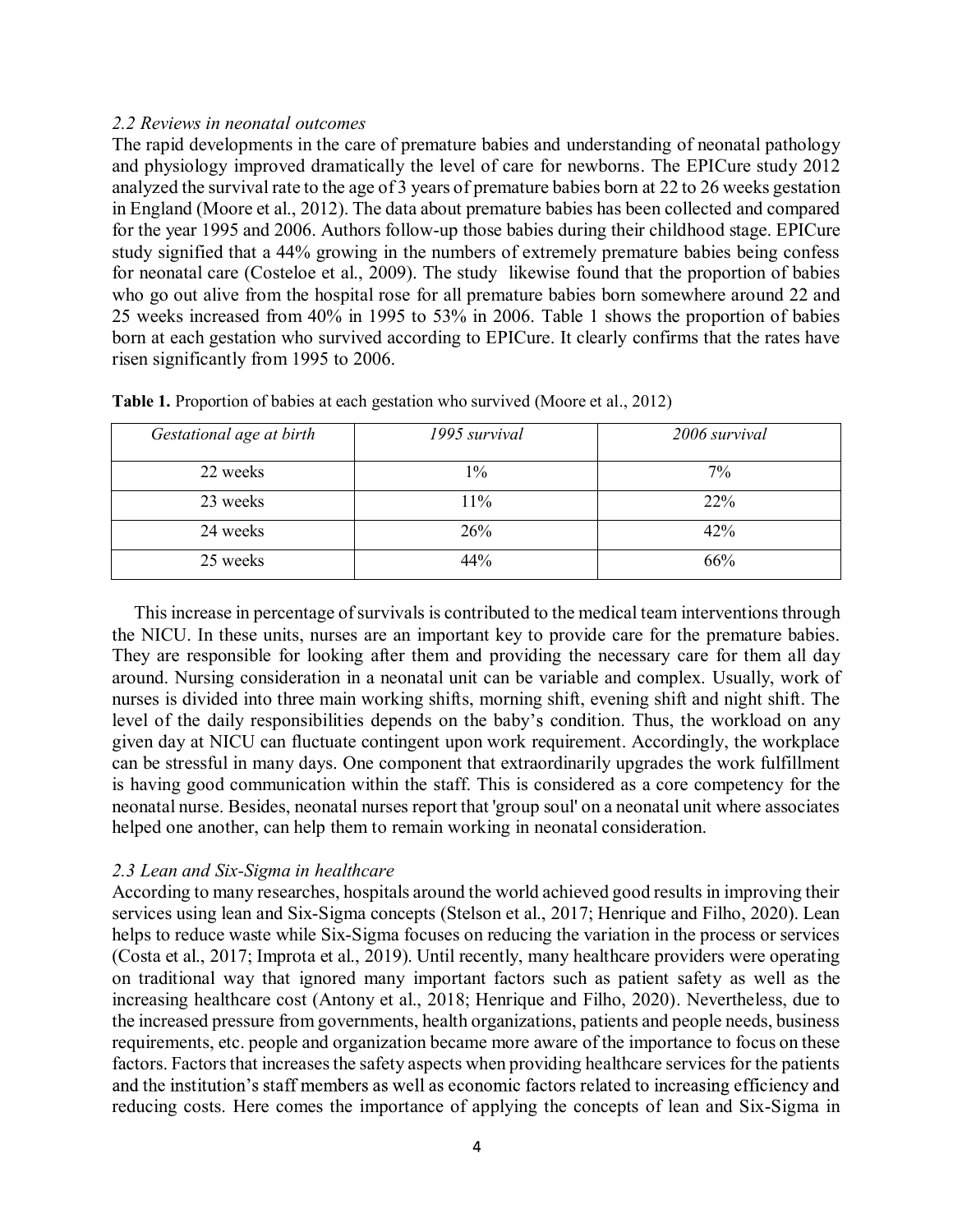### *2.2 Reviews in neonatal outcomes*

The rapid developments in the care of premature babies and understanding of neonatal pathology and physiology improved dramatically the level of care for newborns. The EPICure study 2012 analyzed the survival rate to the age of 3 years of premature babies born at 22 to 26 weeks gestation in England (Moore et al., 2012). The data about premature babies has been collected and compared for the year 1995 and 2006. Authors follow-up those babies during their childhood stage. EPICure study signified that a 44% growing in the numbers of extremely premature babies being confess for neonatal care (Costeloe et al., 2009). The study likewise found that the proportion of babies who go out alive from the hospital rose for all premature babies born somewhere around 22 and 25 weeks increased from 40% in 1995 to 53% in 2006. Table 1 shows the proportion of babies born at each gestation who survived according to EPICure. It clearly confirms that the rates have risen significantly from 1995 to 2006.

**Table 1.** Proportion of babies at each gestation who survived (Moore et al., 2012)

| *Gestational age at birth* | *1995 survival* | *2006 survival* |
|---|---|---|
| 22 weeks | 1% | 7% |
| 23 weeks | 11% | 22% |
| 24 weeks | 26% | 42% |
| 25 weeks | 44% | 66% |

This increase in percentage of survivals is contributed to the medical team interventions through the NICU. In these units, nurses are an important key to provide care for the premature babies. They are responsible for looking after them and providing the necessary care for them all day around. Nursing consideration in a neonatal unit can be variable and complex. Usually, work of nurses is divided into three main working shifts, morning shift, evening shift and night shift. The level of the daily responsibilities depends on the baby's condition. Thus, the workload on any given day at NICU can fluctuate contingent upon work requirement. Accordingly, the workplace can be stressful in many days. One component that extraordinarily upgrades the work fulfillment is having good communication within the staff. This is considered as a core competency for the neonatal nurse. Besides, neonatal nurses report that 'group soul' on a neonatal unit where associates helped one another, can help them to remain working in neonatal consideration.

### *2.3 Lean and Six-Sigma in healthcare*

According to many researches, hospitals around the world achieved good results in improving their services using lean and Six-Sigma concepts (Stelson et al., 2017; Henrique and Filho, 2020). Lean helps to reduce waste while Six-Sigma focuses on reducing the variation in the process or services (Costa et al., 2017; Improta et al., 2019). Until recently, many healthcare providers were operating on traditional way that ignored many important factors such as patient safety as well as the increasing healthcare cost (Antony et al., 2018; Henrique and Filho, 2020). Nevertheless, due to the increased pressure from governments, health organizations, patients and people needs, business requirements, etc. people and organization became more aware of the importance to focus on these factors. Factors that increases the safety aspects when providing healthcare services for the patients and the institution's staff members as well as economic factors related to increasing efficiency and reducing costs. Here comes the importance of applying the concepts of lean and Six-Sigma in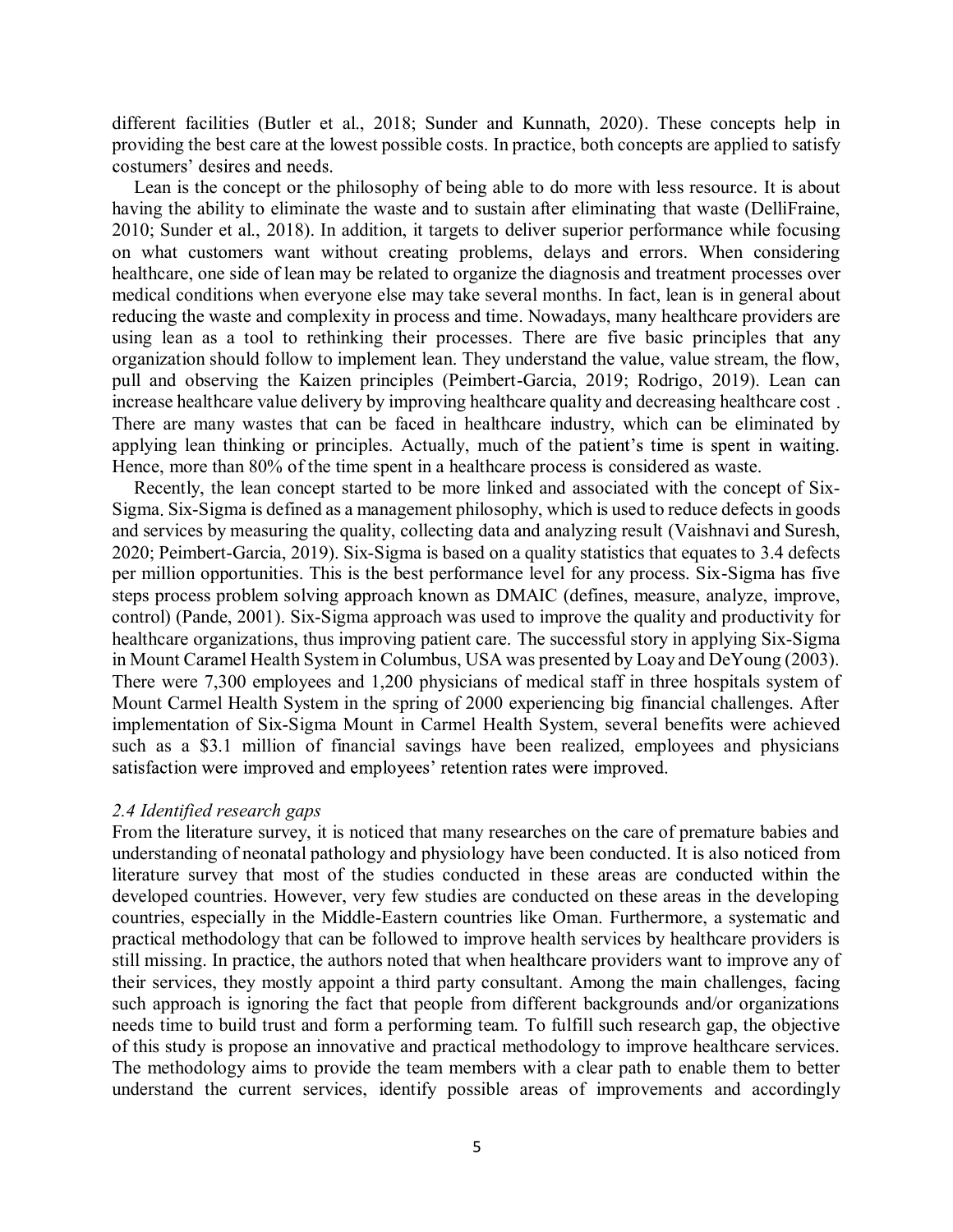different facilities (Butler et al., 2018; Sunder and Kunnath, 2020). These concepts help in providing the best care at the lowest possible costs. In practice, both concepts are applied to satisfy costumers' desires and needs.

Lean is the concept or the philosophy of being able to do more with less resource. It is about having the ability to eliminate the waste and to sustain after eliminating that waste (DelliFraine, 2010; Sunder et al., 2018). In addition, it targets to deliver superior performance while focusing on what customers want without creating problems, delays and errors. When considering healthcare, one side of lean may be related to organize the diagnosis and treatment processes over medical conditions when everyone else may take several months. In fact, lean is in general about reducing the waste and complexity in process and time. Nowadays, many healthcare providers are using lean as a tool to rethinking their processes. There are five basic principles that any organization should follow to implement lean. They understand the value, value stream, the flow, pull and observing the Kaizen principles (Peimbert-Garcia, 2019; Rodrigo, 2019). Lean can increase healthcare value delivery by improving healthcare quality and decreasing healthcare cost . There are many wastes that can be faced in healthcare industry, which can be eliminated by applying lean thinking or principles. Actually, much of the patient's time is spent in waiting. Hence, more than 80% of the time spent in a healthcare process is considered as waste.

Recently, the lean concept started to be more linked and associated with the concept of Six-Sigma. Six-Sigma is defined as a management philosophy, which is used to reduce defects in goods and services by measuring the quality, collecting data and analyzing result (Vaishnavi and Suresh, 2020; Peimbert-Garcia, 2019). Six-Sigma is based on a quality statistics that equates to 3.4 defects per million opportunities. This is the best performance level for any process. Six-Sigma has five steps process problem solving approach known as DMAIC (defines, measure, analyze, improve, control) (Pande, 2001). Six-Sigma approach was used to improve the quality and productivity for healthcare organizations, thus improving patient care. The successful story in applying Six-Sigma in Mount Caramel Health System in Columbus, USA was presented by Loay and DeYoung (2003). There were 7,300 employees and 1,200 physicians of medical staff in three hospitals system of Mount Carmel Health System in the spring of 2000 experiencing big financial challenges. After implementation of Six-Sigma Mount in Carmel Health System, several benefits were achieved such as a $3.1 million of financial savings have been realized, employees and physicians satisfaction were improved and employees' retention rates were improved.

### *2.4 Identified research gaps*

From the literature survey, it is noticed that many researches on the care of premature babies and understanding of neonatal pathology and physiology have been conducted. It is also noticed from literature survey that most of the studies conducted in these areas are conducted within the developed countries. However, very few studies are conducted on these areas in the developing countries, especially in the Middle-Eastern countries like Oman. Furthermore, a systematic and practical methodology that can be followed to improve health services by healthcare providers is still missing. In practice, the authors noted that when healthcare providers want to improve any of their services, they mostly appoint a third party consultant. Among the main challenges, facing such approach is ignoring the fact that people from different backgrounds and/or organizations needs time to build trust and form a performing team. To fulfill such research gap, the objective of this study is propose an innovative and practical methodology to improve healthcare services. The methodology aims to provide the team members with a clear path to enable them to better understand the current services, identify possible areas of improvements and accordingly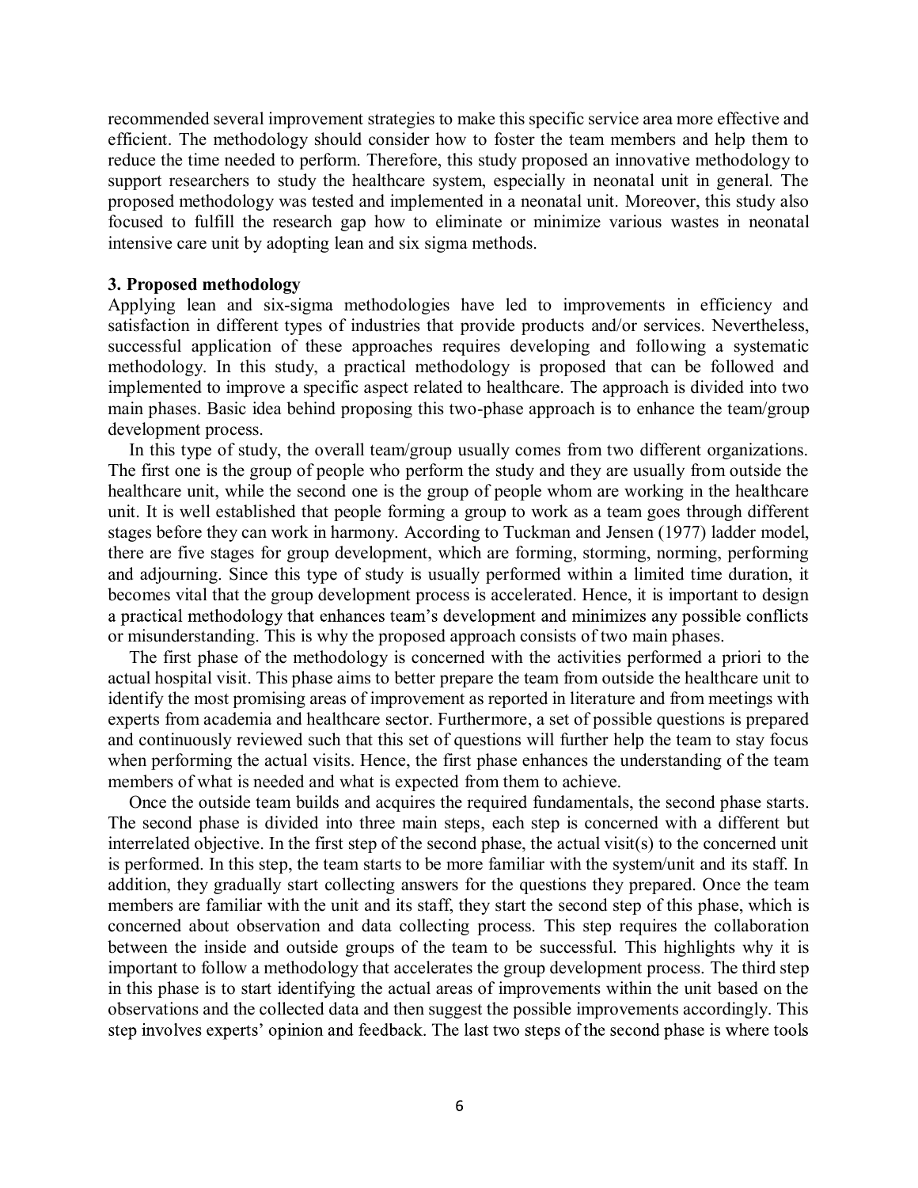recommended several improvement strategies to make this specific service area more effective and efficient. The methodology should consider how to foster the team members and help them to reduce the time needed to perform. Therefore, this study proposed an innovative methodology to support researchers to study the healthcare system, especially in neonatal unit in general. The proposed methodology was tested and implemented in a neonatal unit. Moreover, this study also focused to fulfill the research gap how to eliminate or minimize various wastes in neonatal intensive care unit by adopting lean and six sigma methods.

## 3. Proposed methodology

Applying lean and six-sigma methodologies have led to improvements in efficiency and satisfaction in different types of industries that provide products and/or services. Nevertheless, successful application of these approaches requires developing and following a systematic methodology. In this study, a practical methodology is proposed that can be followed and implemented to improve a specific aspect related to healthcare. The approach is divided into two main phases. Basic idea behind proposing this two-phase approach is to enhance the team/group development process.

In this type of study, the overall team/group usually comes from two different organizations. The first one is the group of people who perform the study and they are usually from outside the healthcare unit, while the second one is the group of people whom are working in the healthcare unit. It is well established that people forming a group to work as a team goes through different stages before they can work in harmony. According to Tuckman and Jensen (1977) ladder model, there are five stages for group development, which are forming, storming, norming, performing and adjourning. Since this type of study is usually performed within a limited time duration, it becomes vital that the group development process is accelerated. Hence, it is important to design a practical methodology that enhances team's development and minimizes any possible conflicts or misunderstanding. This is why the proposed approach consists of two main phases.

The first phase of the methodology is concerned with the activities performed a priori to the actual hospital visit. This phase aims to better prepare the team from outside the healthcare unit to identify the most promising areas of improvement as reported in literature and from meetings with experts from academia and healthcare sector. Furthermore, a set of possible questions is prepared and continuously reviewed such that this set of questions will further help the team to stay focus when performing the actual visits. Hence, the first phase enhances the understanding of the team members of what is needed and what is expected from them to achieve.

Once the outside team builds and acquires the required fundamentals, the second phase starts. The second phase is divided into three main steps, each step is concerned with a different but interrelated objective. In the first step of the second phase, the actual visit(s) to the concerned unit is performed. In this step, the team starts to be more familiar with the system/unit and its staff. In addition, they gradually start collecting answers for the questions they prepared. Once the team members are familiar with the unit and its staff, they start the second step of this phase, which is concerned about observation and data collecting process. This step requires the collaboration between the inside and outside groups of the team to be successful. This highlights why it is important to follow a methodology that accelerates the group development process. The third step in this phase is to start identifying the actual areas of improvements within the unit based on the observations and the collected data and then suggest the possible improvements accordingly. This step involves experts' opinion and feedback. The last two steps of the second phase is where tools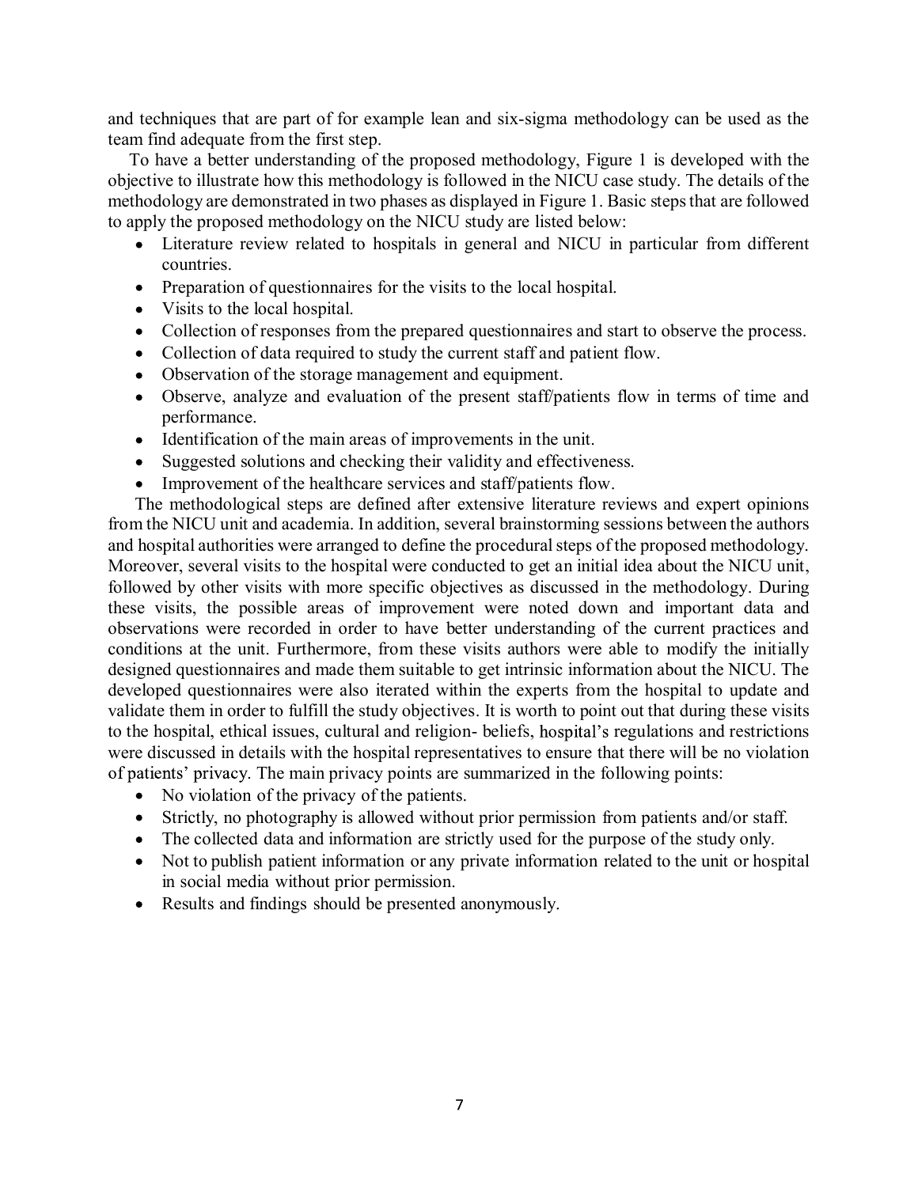and techniques that are part of for example lean and six-sigma methodology can be used as the team find adequate from the first step.

To have a better understanding of the proposed methodology, Figure 1 is developed with the objective to illustrate how this methodology is followed in the NICU case study. The details of the methodology are demonstrated in two phases as displayed in Figure 1. Basic steps that are followed to apply the proposed methodology on the NICU study are listed below:

- Literature review related to hospitals in general and NICU in particular from different countries.
- Preparation of questionnaires for the visits to the local hospital.
- Visits to the local hospital.
- Collection of responses from the prepared questionnaires and start to observe the process.
- Collection of data required to study the current staff and patient flow.
- Observation of the storage management and equipment.
- Observe, analyze and evaluation of the present staff/patients flow in terms of time and performance.
- Identification of the main areas of improvements in the unit.
- Suggested solutions and checking their validity and effectiveness.
- Improvement of the healthcare services and staff/patients flow.

The methodological steps are defined after extensive literature reviews and expert opinions from the NICU unit and academia. In addition, several brainstorming sessions between the authors and hospital authorities were arranged to define the procedural steps of the proposed methodology. Moreover, several visits to the hospital were conducted to get an initial idea about the NICU unit, followed by other visits with more specific objectives as discussed in the methodology. During these visits, the possible areas of improvement were noted down and important data and observations were recorded in order to have better understanding of the current practices and conditions at the unit. Furthermore, from these visits authors were able to modify the initially designed questionnaires and made them suitable to get intrinsic information about the NICU. The developed questionnaires were also iterated within the experts from the hospital to update and validate them in order to fulfill the study objectives. It is worth to point out that during these visits to the hospital, ethical issues, cultural and religion- beliefs, hospital's regulations and restrictions were discussed in details with the hospital representatives to ensure that there will be no violation of patients' privacy. The main privacy points are summarized in the following points:

- No violation of the privacy of the patients.
- Strictly, no photography is allowed without prior permission from patients and/or staff.
- The collected data and information are strictly used for the purpose of the study only.
- Not to publish patient information or any private information related to the unit or hospital in social media without prior permission.
- Results and findings should be presented anonymously.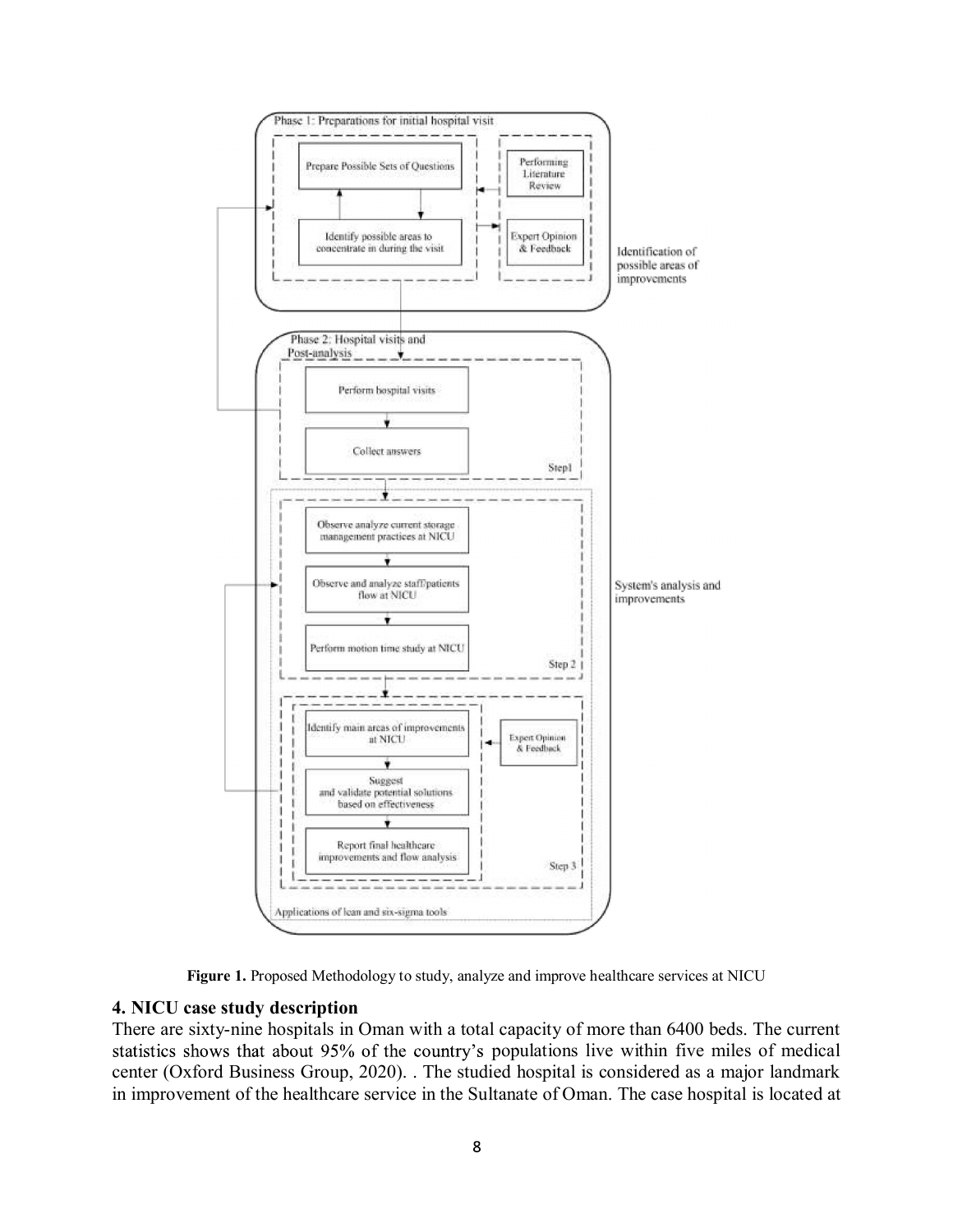Figure 1. Proposed Methodology to study, analyze and improve healthcare services at NICU

## 4. NICU case study description

There are sixty-nine hospitals in Oman with a total capacity of more than 6400 beds. The current statistics shows that about 95% of the country's populations live within five miles of medical center (Oxford Business Group, 2020). . The studied hospital is considered as a major landmark in improvement of the healthcare service in the Sultanate of Oman. The case hospital is located at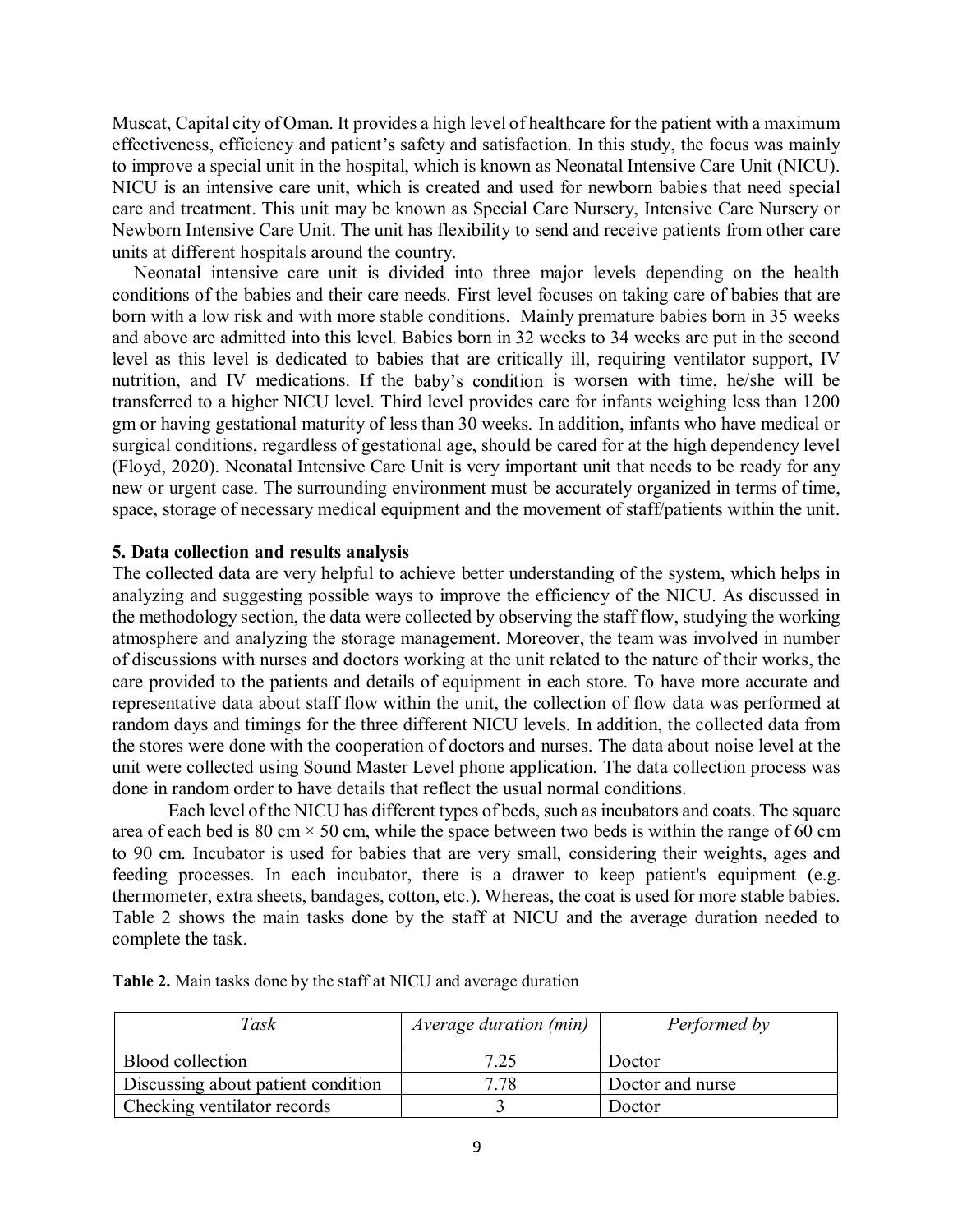Muscat, Capital city of Oman. It provides a high level of healthcare for the patient with a maximum effectiveness, efficiency and patient's safety and satisfaction. In this study, the focus was mainly to improve a special unit in the hospital, which is known as Neonatal Intensive Care Unit (NICU). NICU is an intensive care unit, which is created and used for newborn babies that need special care and treatment. This unit may be known as Special Care Nursery, Intensive Care Nursery or Newborn Intensive Care Unit. The unit has flexibility to send and receive patients from other care units at different hospitals around the country.

Neonatal intensive care unit is divided into three major levels depending on the health conditions of the babies and their care needs. First level focuses on taking care of babies that are born with a low risk and with more stable conditions. Mainly premature babies born in 35 weeks and above are admitted into this level. Babies born in 32 weeks to 34 weeks are put in the second level as this level is dedicated to babies that are critically ill, requiring ventilator support, IV nutrition, and IV medications. If the baby's condition is worsen with time, he/she will be transferred to a higher NICU level. Third level provides care for infants weighing less than 1200 gm or having gestational maturity of less than 30 weeks. In addition, infants who have medical or surgical conditions, regardless of gestational age, should be cared for at the high dependency level (Floyd, 2020). Neonatal Intensive Care Unit is very important unit that needs to be ready for any new or urgent case. The surrounding environment must be accurately organized in terms of time, space, storage of necessary medical equipment and the movement of staff/patients within the unit.

## 5. Data collection and results analysis

The collected data are very helpful to achieve better understanding of the system, which helps in analyzing and suggesting possible ways to improve the efficiency of the NICU. As discussed in the methodology section, the data were collected by observing the staff flow, studying the working atmosphere and analyzing the storage management. Moreover, the team was involved in number of discussions with nurses and doctors working at the unit related to the nature of their works, the care provided to the patients and details of equipment in each store. To have more accurate and representative data about staff flow within the unit, the collection of flow data was performed at random days and timings for the three different NICU levels. In addition, the collected data from the stores were done with the cooperation of doctors and nurses. The data about noise level at the unit were collected using Sound Master Level phone application. The data collection process was done in random order to have details that reflect the usual normal conditions.

Each level of the NICU has different types of beds, such as incubators and coats. The square area of each bed is 80 cm × 50 cm, while the space between two beds is within the range of 60 cm to 90 cm. Incubator is used for babies that are very small, considering their weights, ages and feeding processes. In each incubator, there is a drawer to keep patient's equipment (e.g. thermometer, extra sheets, bandages, cotton, etc.). Whereas, the coat is used for more stable babies. Table 2 shows the main tasks done by the staff at NICU and the average duration needed to complete the task.

**Table 2.** Main tasks done by the staff at NICU and average duration

| *Task* | *Average duration (min)* | *Performed by* |
|---|---|---|
| Blood collection | 7.25 | Doctor |
| Discussing about patient condition | 7.78 | Doctor and nurse |
| Checking ventilator records | 3 | Doctor |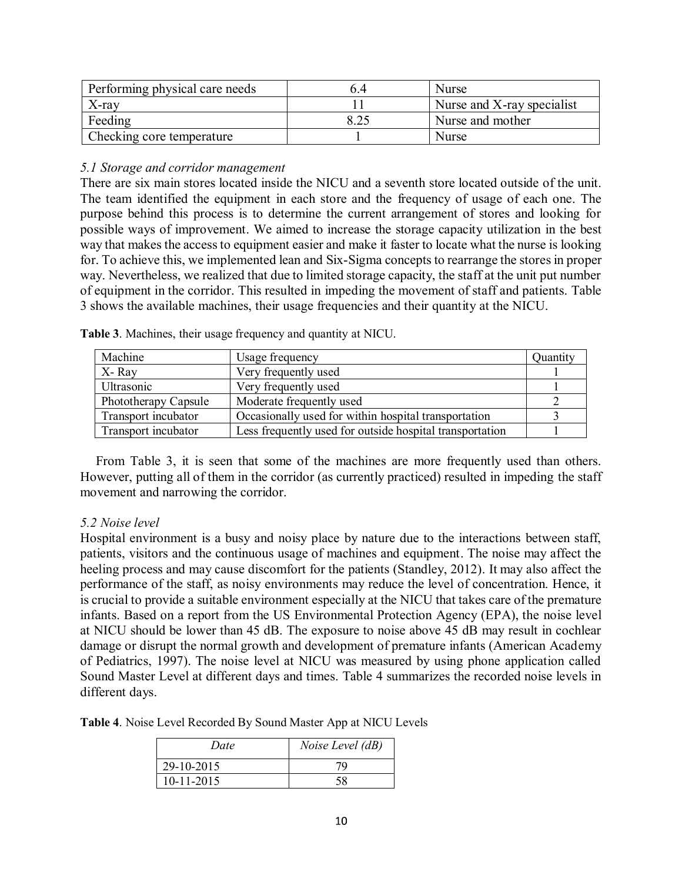| Performing physical care needs | 6.4 | Nurse |
|---|---|---|
| X-ray | 11 | Nurse and X-ray specialist |
| Feeding | 8.25 | Nurse and mother |
| Checking core temperature | 1 | Nurse |

*5.1 Storage and corridor management*

There are six main stores located inside the NICU and a seventh store located outside of the unit. The team identified the equipment in each store and the frequency of usage of each one. The purpose behind this process is to determine the current arrangement of stores and looking for possible ways of improvement. We aimed to increase the storage capacity utilization in the best way that makes the access to equipment easier and make it faster to locate what the nurse is looking for. To achieve this, we implemented lean and Six-Sigma concepts to rearrange the stores in proper way. Nevertheless, we realized that due to limited storage capacity, the staff at the unit put number of equipment in the corridor. This resulted in impeding the movement of staff and patients. Table 3 shows the available machines, their usage frequencies and their quantity at the NICU.

**Table 3**. Machines, their usage frequency and quantity at NICU.

| Machine | Usage frequency | Quantity |
|---|---|---|
| X- Ray | Very frequently used | 1 |
| Ultrasonic | Very frequently used | 1 |
| Phototherapy Capsule | Moderate frequently used | 2 |
| Transport incubator | Occasionally used for within hospital transportation | 3 |
| Transport incubator | Less frequently used for outside hospital transportation | 1 |

From Table 3, it is seen that some of the machines are more frequently used than others. However, putting all of them in the corridor (as currently practiced) resulted in impeding the staff movement and narrowing the corridor.

*5.2 Noise level*

Hospital environment is a busy and noisy place by nature due to the interactions between staff, patients, visitors and the continuous usage of machines and equipment. The noise may affect the heeling process and may cause discomfort for the patients (Standley, 2012). It may also affect the performance of the staff, as noisy environments may reduce the level of concentration. Hence, it is crucial to provide a suitable environment especially at the NICU that takes care of the premature infants. Based on a report from the US Environmental Protection Agency (EPA), the noise level at NICU should be lower than 45 dB. The exposure to noise above 45 dB may result in cochlear damage or disrupt the normal growth and development of premature infants (American Academy of Pediatrics, 1997). The noise level at NICU was measured by using phone application called Sound Master Level at different days and times. Table 4 summarizes the recorded noise levels in different days.

**Table 4**. Noise Level Recorded By Sound Master App at NICU Levels

| *Date* | *Noise Level (dB)* |
|---|---|
| 29-10-2015 | 79 |
| 10-11-2015 | 58 |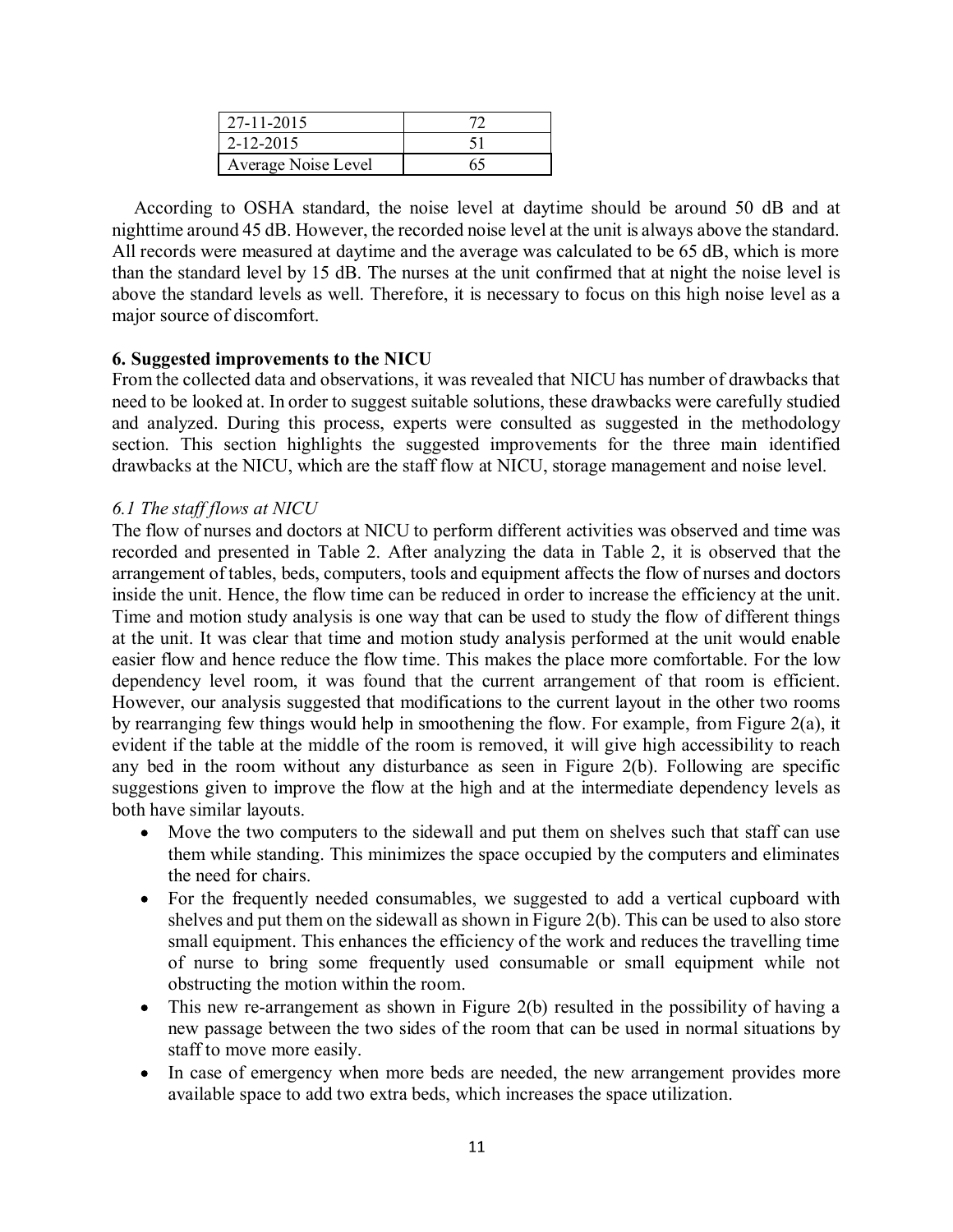| 27-11-2015 | 72 |
|---|---|
| 2-12-2015 | 51 |
| Average Noise Level | 65 |

According to OSHA standard, the noise level at daytime should be around 50 dB and at nighttime around 45 dB. However, the recorded noise level at the unit is always above the standard. All records were measured at daytime and the average was calculated to be 65 dB, which is more than the standard level by 15 dB. The nurses at the unit confirmed that at night the noise level is above the standard levels as well. Therefore, it is necessary to focus on this high noise level as a major source of discomfort.

## 6. Suggested improvements to the NICU

From the collected data and observations, it was revealed that NICU has number of drawbacks that need to be looked at. In order to suggest suitable solutions, these drawbacks were carefully studied and analyzed. During this process, experts were consulted as suggested in the methodology section. This section highlights the suggested improvements for the three main identified drawbacks at the NICU, which are the staff flow at NICU, storage management and noise level.

### *6.1 The staff flows at NICU*

The flow of nurses and doctors at NICU to perform different activities was observed and time was recorded and presented in Table 2. After analyzing the data in Table 2, it is observed that the arrangement of tables, beds, computers, tools and equipment affects the flow of nurses and doctors inside the unit. Hence, the flow time can be reduced in order to increase the efficiency at the unit. Time and motion study analysis is one way that can be used to study the flow of different things at the unit. It was clear that time and motion study analysis performed at the unit would enable easier flow and hence reduce the flow time. This makes the place more comfortable. For the low dependency level room, it was found that the current arrangement of that room is efficient. However, our analysis suggested that modifications to the current layout in the other two rooms by rearranging few things would help in smoothening the flow. For example, from Figure 2(a), it evident if the table at the middle of the room is removed, it will give high accessibility to reach any bed in the room without any disturbance as seen in Figure 2(b). Following are specific suggestions given to improve the flow at the high and at the intermediate dependency levels as both have similar layouts.

- Move the two computers to the sidewall and put them on shelves such that staff can use them while standing. This minimizes the space occupied by the computers and eliminates the need for chairs.
- For the frequently needed consumables, we suggested to add a vertical cupboard with shelves and put them on the sidewall as shown in Figure 2(b). This can be used to also store small equipment. This enhances the efficiency of the work and reduces the travelling time of nurse to bring some frequently used consumable or small equipment while not obstructing the motion within the room.
- This new re-arrangement as shown in Figure 2(b) resulted in the possibility of having a new passage between the two sides of the room that can be used in normal situations by staff to move more easily.
- In case of emergency when more beds are needed, the new arrangement provides more available space to add two extra beds, which increases the space utilization.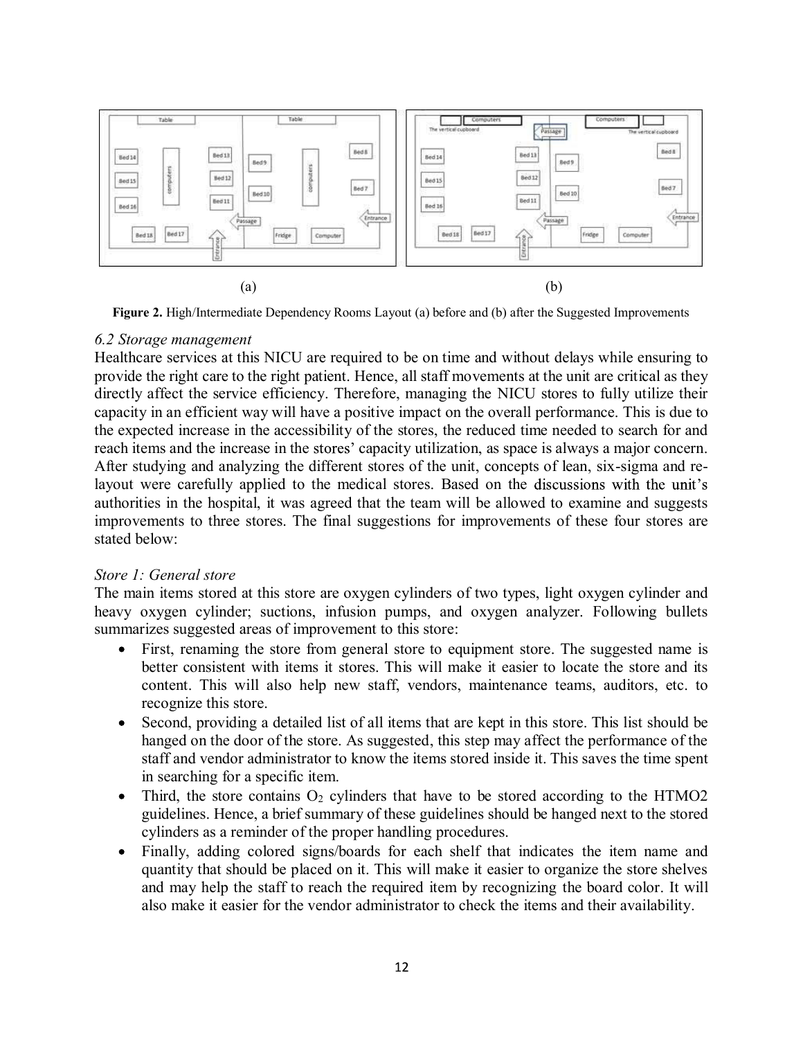(a) (b)

**Figure 2.** High/Intermediate Dependency Rooms Layout (a) before and (b) after the Suggested Improvements

### *6.2 Storage management*

Healthcare services at this NICU are required to be on time and without delays while ensuring to provide the right care to the right patient. Hence, all staff movements at the unit are critical as they directly affect the service efficiency. Therefore, managing the NICU stores to fully utilize their capacity in an efficient way will have a positive impact on the overall performance. This is due to the expected increase in the accessibility of the stores, the reduced time needed to search for and reach items and the increase in the stores' capacity utilization, as space is always a major concern. After studying and analyzing the different stores of the unit, concepts of lean, six-sigma and re-layout were carefully applied to the medical stores. Based on the discussions with the unit's authorities in the hospital, it was agreed that the team will be allowed to examine and suggests improvements to three stores. The final suggestions for improvements of these four stores are stated below:

*Store 1: General store*

The main items stored at this store are oxygen cylinders of two types, light oxygen cylinder and heavy oxygen cylinder; suctions, infusion pumps, and oxygen analyzer. Following bullets summarizes suggested areas of improvement to this store:

- First, renaming the store from general store to equipment store. The suggested name is better consistent with items it stores. This will make it easier to locate the store and its content. This will also help new staff, vendors, maintenance teams, auditors, etc. to recognize this store.
- Second, providing a detailed list of all items that are kept in this store. This list should be hanged on the door of the store. As suggested, this step may affect the performance of the staff and vendor administrator to know the items stored inside it. This saves the time spent in searching for a specific item.
- Third, the store contains $O_2$ cylinders that have to be stored according to the HTMO2 guidelines. Hence, a brief summary of these guidelines should be hanged next to the stored cylinders as a reminder of the proper handling procedures.
- Finally, adding colored signs/boards for each shelf that indicates the item name and quantity that should be placed on it. This will make it easier to organize the store shelves and may help the staff to reach the required item by recognizing the board color. It will also make it easier for the vendor administrator to check the items and their availability.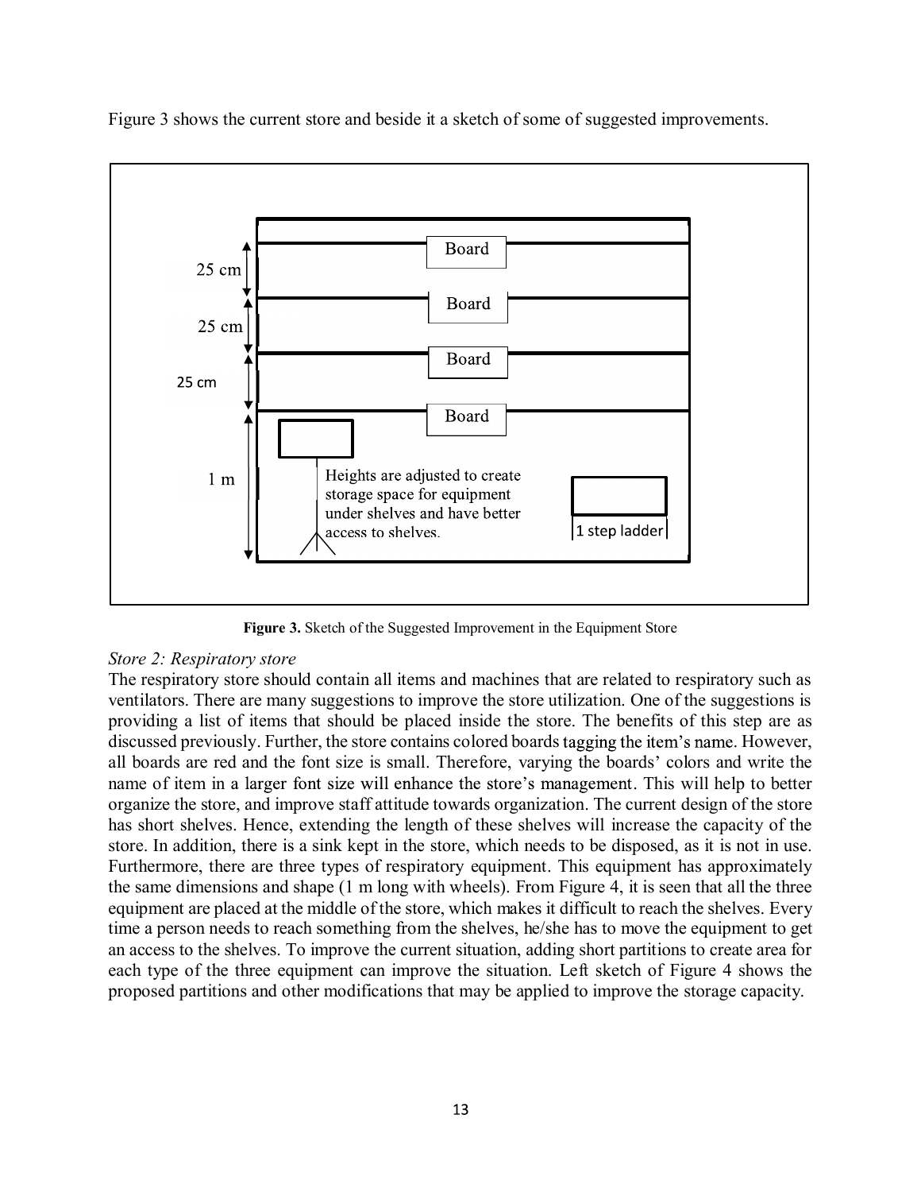Figure 3 shows the current store and beside it a sketch of some of suggested improvements.

Figure 3. Sketch of the Suggested Improvement in the Equipment Store

*Store 2: Respiratory store*

The respiratory store should contain all items and machines that are related to respiratory such as ventilators. There are many suggestions to improve the store utilization. One of the suggestions is providing a list of items that should be placed inside the store. The benefits of this step are as discussed previously. Further, the store contains colored boards tagging the item's name. However, all boards are red and the font size is small. Therefore, varying the boards' colors and write the name of item in a larger font size will enhance the store's management. This will help to better organize the store, and improve staff attitude towards organization. The current design of the store has short shelves. Hence, extending the length of these shelves will increase the capacity of the store. In addition, there is a sink kept in the store, which needs to be disposed, as it is not in use. Furthermore, there are three types of respiratory equipment. This equipment has approximately the same dimensions and shape (1 m long with wheels). From Figure 4, it is seen that all the three equipment are placed at the middle of the store, which makes it difficult to reach the shelves. Every time a person needs to reach something from the shelves, he/she has to move the equipment to get an access to the shelves. To improve the current situation, adding short partitions to create area for each type of the three equipment can improve the situation. Left sketch of Figure 4 shows the proposed partitions and other modifications that may be applied to improve the storage capacity.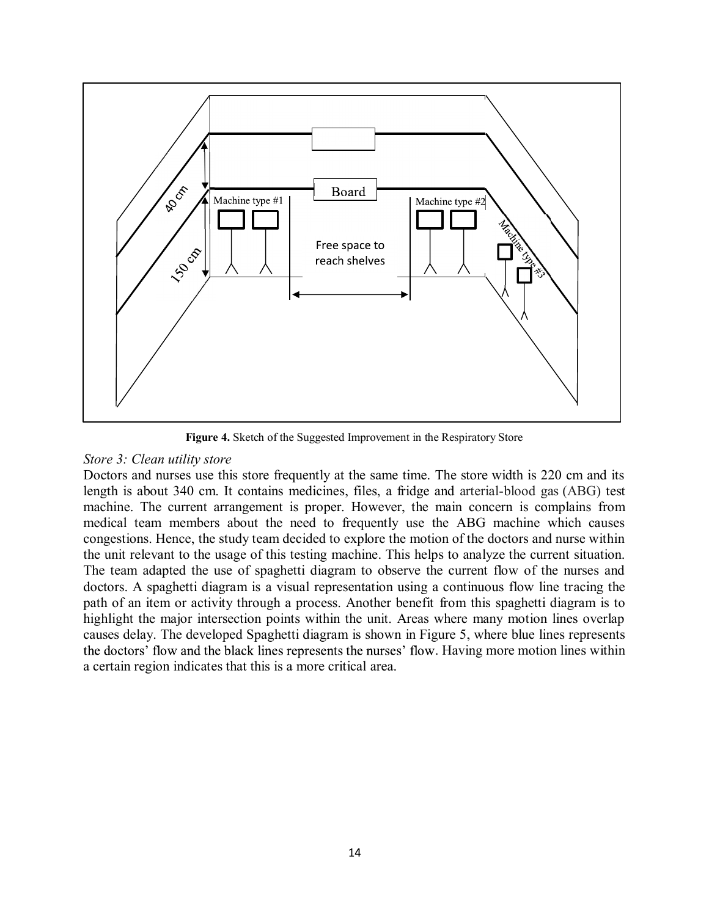**Figure 4.** Sketch of the Suggested Improvement in the Respiratory Store

*Store 3: Clean utility store*

Doctors and nurses use this store frequently at the same time. The store width is 220 cm and its length is about 340 cm. It contains medicines, files, a fridge and arterial-blood gas (ABG) test machine. The current arrangement is proper. However, the main concern is complains from medical team members about the need to frequently use the ABG machine which causes congestions. Hence, the study team decided to explore the motion of the doctors and nurse within the unit relevant to the usage of this testing machine. This helps to analyze the current situation. The team adapted the use of spaghetti diagram to observe the current flow of the nurses and doctors. A spaghetti diagram is a visual representation using a continuous flow line tracing the path of an item or activity through a process. Another benefit from this spaghetti diagram is to highlight the major intersection points within the unit. Areas where many motion lines overlap causes delay. The developed Spaghetti diagram is shown in Figure 5, where blue lines represents the doctors' flow and the black lines represents the nurses' flow. Having more motion lines within a certain region indicates that this is a more critical area.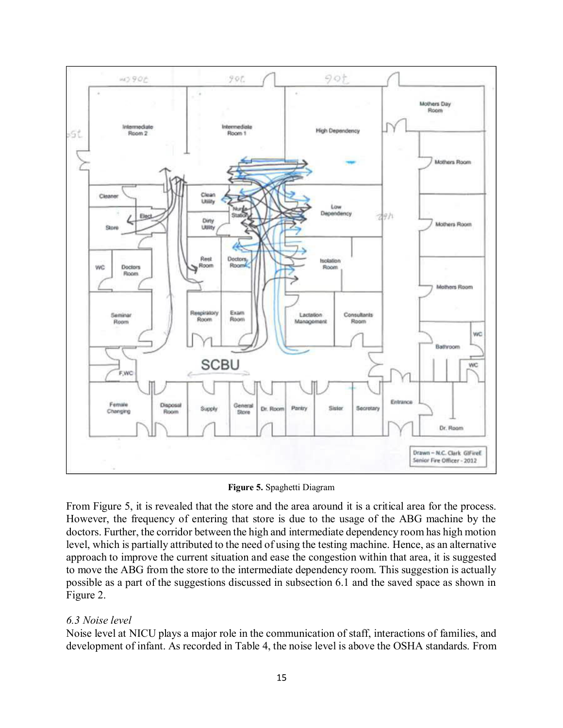**Figure 5.** Spaghetti Diagram

From Figure 5, it is revealed that the store and the area around it is a critical area for the process. However, the frequency of entering that store is due to the usage of the ABG machine by the doctors. Further, the corridor between the high and intermediate dependency room has high motion level, which is partially attributed to the need of using the testing machine. Hence, as an alternative approach to improve the current situation and ease the congestion within that area, it is suggested to move the ABG from the store to the intermediate dependency room. This suggestion is actually possible as a part of the suggestions discussed in subsection 6.1 and the saved space as shown in Figure 2.

### *6.3 Noise level*

Noise level at NICU plays a major role in the communication of staff, interactions of families, and development of infant. As recorded in Table 4, the noise level is above the OSHA standards. From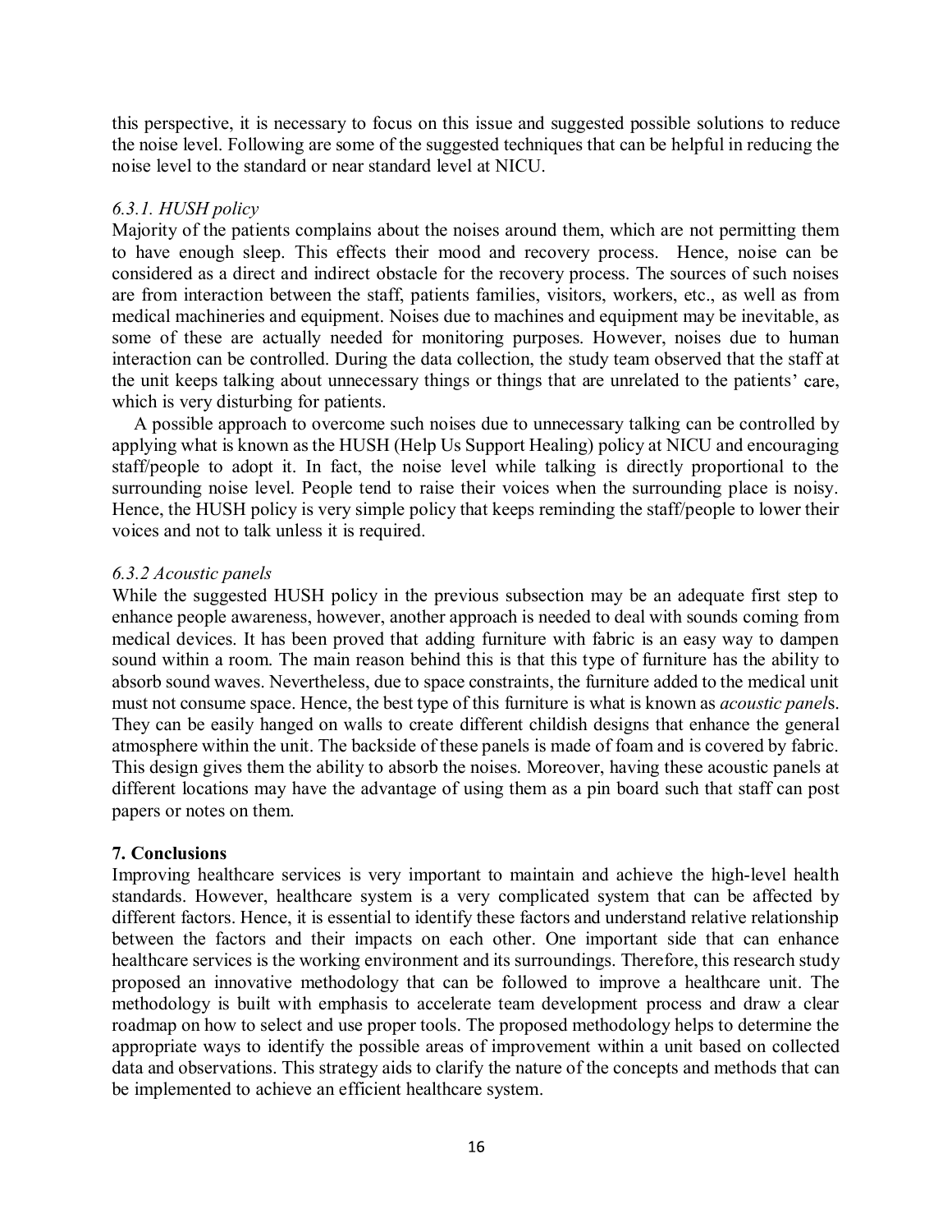this perspective, it is necessary to focus on this issue and suggested possible solutions to reduce the noise level. Following are some of the suggested techniques that can be helpful in reducing the noise level to the standard or near standard level at NICU.

### *6.3.1. HUSH policy*

Majority of the patients complains about the noises around them, which are not permitting them to have enough sleep. This effects their mood and recovery process. Hence, noise can be considered as a direct and indirect obstacle for the recovery process. The sources of such noises are from interaction between the staff, patients families, visitors, workers, etc., as well as from medical machineries and equipment. Noises due to machines and equipment may be inevitable, as some of these are actually needed for monitoring purposes. However, noises due to human interaction can be controlled. During the data collection, the study team observed that the staff at the unit keeps talking about unnecessary things or things that are unrelated to the patients' care, which is very disturbing for patients.

A possible approach to overcome such noises due to unnecessary talking can be controlled by applying what is known as the HUSH (Help Us Support Healing) policy at NICU and encouraging staff/people to adopt it. In fact, the noise level while talking is directly proportional to the surrounding noise level. People tend to raise their voices when the surrounding place is noisy. Hence, the HUSH policy is very simple policy that keeps reminding the staff/people to lower their voices and not to talk unless it is required.

### *6.3.2 Acoustic panels*

While the suggested HUSH policy in the previous subsection may be an adequate first step to enhance people awareness, however, another approach is needed to deal with sounds coming from medical devices. It has been proved that adding furniture with fabric is an easy way to dampen sound within a room. The main reason behind this is that this type of furniture has the ability to absorb sound waves. Nevertheless, due to space constraints, the furniture added to the medical unit must not consume space. Hence, the best type of this furniture is what is known as *acoustic panel*s. They can be easily hanged on walls to create different childish designs that enhance the general atmosphere within the unit. The backside of these panels is made of foam and is covered by fabric. This design gives them the ability to absorb the noises. Moreover, having these acoustic panels at different locations may have the advantage of using them as a pin board such that staff can post papers or notes on them.

## 7. Conclusions

Improving healthcare services is very important to maintain and achieve the high-level health standards. However, healthcare system is a very complicated system that can be affected by different factors. Hence, it is essential to identify these factors and understand relative relationship between the factors and their impacts on each other. One important side that can enhance healthcare services is the working environment and its surroundings. Therefore, this research study proposed an innovative methodology that can be followed to improve a healthcare unit. The methodology is built with emphasis to accelerate team development process and draw a clear roadmap on how to select and use proper tools. The proposed methodology helps to determine the appropriate ways to identify the possible areas of improvement within a unit based on collected data and observations. This strategy aids to clarify the nature of the concepts and methods that can be implemented to achieve an efficient healthcare system.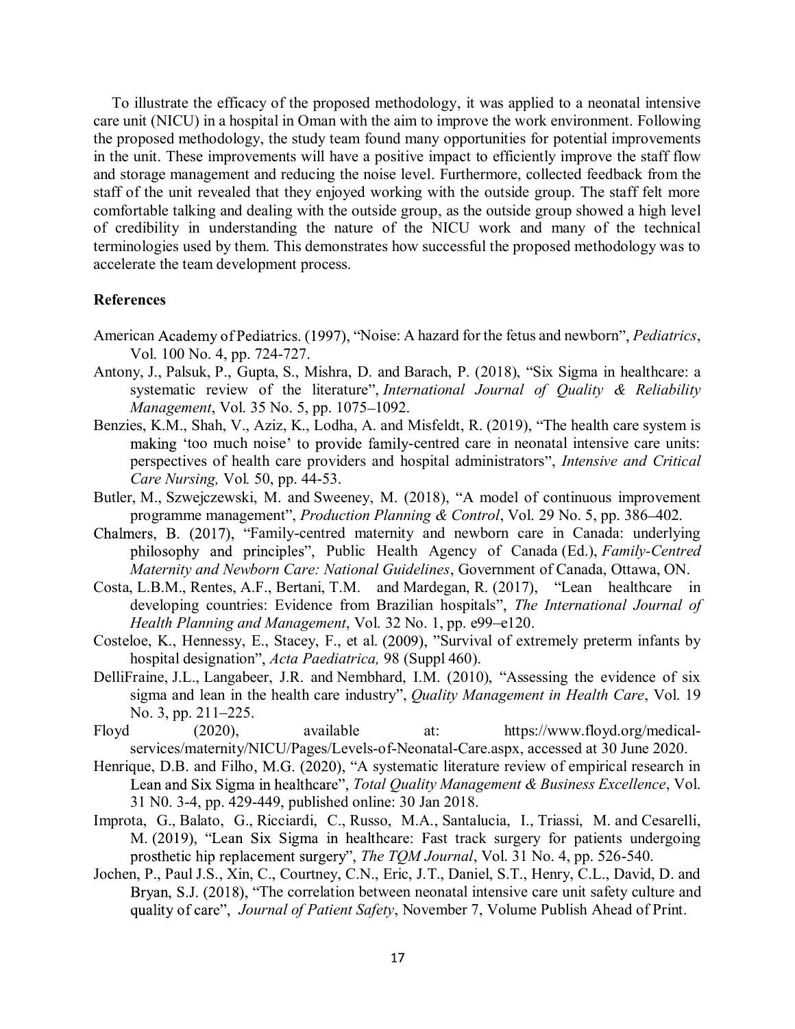To illustrate the efficacy of the proposed methodology, it was applied to a neonatal intensive care unit (NICU) in a hospital in Oman with the aim to improve the work environment. Following the proposed methodology, the study team found many opportunities for potential improvements in the unit. These improvements will have a positive impact to efficiently improve the staff flow and storage management and reducing the noise level. Furthermore, collected feedback from the staff of the unit revealed that they enjoyed working with the outside group. The staff felt more comfortable talking and dealing with the outside group, as the outside group showed a high level of credibility in understanding the nature of the NICU work and many of the technical terminologies used by them. This demonstrates how successful the proposed methodology was to accelerate the team development process.

**References**

American Academy of Pediatrics. (1997), "Noise: A hazard for the fetus and newborn", *Pediatrics*, Vol. 100 No. 4, pp. 724-727.

Antony, J., Palsuk, P., Gupta, S., Mishra, D. and Barach, P. (2018), "Six Sigma in healthcare: a systematic review of the literature", *International Journal of Quality & Reliability Management*, Vol. 35 No. 5, pp. 1075–1092.

Benzies, K.M., Shah, V., Aziz, K., Lodha, A. and Misfeldt, R. (2019), "The health care system is making 'too much noise' to provide family-centred care in neonatal intensive care units: perspectives of health care providers and hospital administrators", *Intensive and Critical Care Nursing,* Vol. 50, pp. 44-53.

Butler, M., Szwejczewski, M. and Sweeney, M. (2018), "A model of continuous improvement programme management", *Production Planning & Control*, Vol. 29 No. 5, pp. 386–402.

Chalmers, B. (2017), "Family-centred maternity and newborn care in Canada: underlying philosophy and principles", Public Health Agency of Canada (Ed.), *Family-Centred Maternity and Newborn Care: National Guidelines*, Government of Canada, Ottawa, ON.

Costa, L.B.M., Rentes, A.F., Bertani, T.M. and Mardegan, R. (2017), "Lean healthcare in developing countries: Evidence from Brazilian hospitals", *The International Journal of Health Planning and Management*, Vol. 32 No. 1, pp. e99–e120.

Costeloe, K., Hennessy, E., Stacey, F., et al. (2009), "Survival of extremely preterm infants by hospital designation", *Acta Paediatrica,* 98 (Suppl 460).

DelliFraine, J.L., Langabeer, J.R. and Nembhard, I.M. (2010), "Assessing the evidence of six sigma and lean in the health care industry", *Quality Management in Health Care*, Vol. 19 No. 3, pp. 211–225.

Floyd (2020), available at: https://www.floyd.org/medical-services/maternity/NICU/Pages/Levels-of-Neonatal-Care.aspx, accessed at 30 June 2020.

Henrique, D.B. and Filho, M.G. (2020), "A systematic literature review of empirical research in Lean and Six Sigma in healthcare", *Total Quality Management & Business Excellence*, Vol. 31 N0. 3-4, pp. 429-449, published online: 30 Jan 2018.

Improta, G., Balato, G., Ricciardi, C., Russo, M.A., Santalucia, I., Triassi, M. and Cesarelli, M. (2019), "Lean Six Sigma in healthcare: Fast track surgery for patients undergoing prosthetic hip replacement surgery", *The TQM Journal*, Vol. 31 No. 4, pp. 526-540.

Jochen, P., Paul J.S., Xin, C., Courtney, C.N., Eric, J.T., Daniel, S.T., Henry, C.L., David, D. and Bryan, S.J. (2018), "The correlation between neonatal intensive care unit safety culture and quality of care", *Journal of Patient Safety*, November 7, Volume Publish Ahead of Print.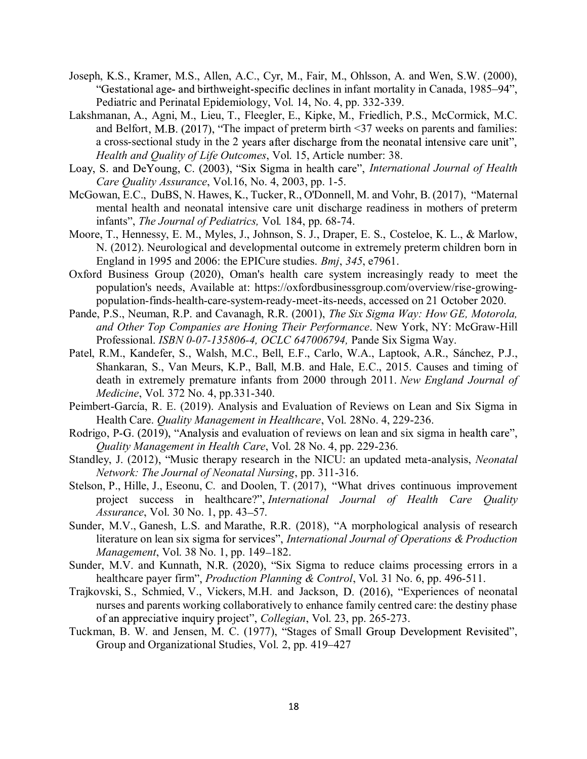Joseph, K.S., Kramer, M.S., Allen, A.C., Cyr, M., Fair, M., Ohlsson, A. and Wen, S.W. (2000), "Gestational age- and birthweight-specific declines in infant mortality in Canada, 1985–94", Pediatric and Perinatal Epidemiology, Vol. 14, No. 4, pp. 332-339.

Lakshmanan, A., Agni, M., Lieu, T., Fleegler, E., Kipke, M., Friedlich, P.S., McCormick, M.C. and Belfort, M.B. (2017), "The impact of preterm birth <37 weeks on parents and families: a cross-sectional study in the 2 years after discharge from the neonatal intensive care unit", *Health and Quality of Life Outcomes*, Vol. 15, Article number: 38.

Loay, S. and DeYoung, C. (2003), "Six Sigma in health care", *International Journal of Health Care Quality Assurance*, Vol.16, No. 4, 2003, pp. 1-5.

McGowan, E.C., DuBS, N. Hawes, K., Tucker, R., O'Donnell, M. and Vohr, B. (2017), "Maternal mental health and neonatal intensive care unit discharge readiness in mothers of preterm infants", *The Journal of Pediatrics,* Vol. 184, pp. 68-74.

Moore, T., Hennessy, E. M., Myles, J., Johnson, S. J., Draper, E. S., Costeloe, K. L., & Marlow, N. (2012). Neurological and developmental outcome in extremely preterm children born in England in 1995 and 2006: the EPICure studies. *Bmj*, *345*, e7961.

Oxford Business Group (2020), Oman's health care system increasingly ready to meet the population's needs, Available at: https://oxfordbusinessgroup.com/overview/rise-growing-population-finds-health-care-system-ready-meet-its-needs, accessed on 21 October 2020.

Pande, P.S., Neuman, R.P. and Cavanagh, R.R. (2001), *The Six Sigma Way: How GE, Motorola, and Other Top Companies are Honing Their Performance*. New York, NY: McGraw-Hill Professional. *ISBN 0-07-135806-4, OCLC 647006794,* Pande Six Sigma Way.

Patel, R.M., Kandefer, S., Walsh, M.C., Bell, E.F., Carlo, W.A., Laptook, A.R., Sánchez, P.J., Shankaran, S., Van Meurs, K.P., Ball, M.B. and Hale, E.C., 2015. Causes and timing of death in extremely premature infants from 2000 through 2011. *New England Journal of Medicine*, Vol. 372 No. 4, pp.331-340.

Peimbert-García, R. E. (2019). Analysis and Evaluation of Reviews on Lean and Six Sigma in Health Care. *Quality Management in Healthcare*, Vol. 28No. 4, 229-236.

Rodrigo, P-G. (2019), "Analysis and evaluation of reviews on lean and six sigma in health care", *Quality Management in Health Care*, Vol. 28 No. 4, pp. 229-236.

Standley, J. (2012), "Music therapy research in the NICU: an updated meta-analysis, *Neonatal Network: The Journal of Neonatal Nursing*, pp. 311-316.

Stelson, P., Hille, J., Eseonu, C. and Doolen, T. (2017), "What drives continuous improvement project success in healthcare?", *International Journal of Health Care Quality Assurance*, Vol. 30 No. 1, pp. 43–57.

Sunder, M.V., Ganesh, L.S. and Marathe, R.R. (2018), "A morphological analysis of research literature on lean six sigma for services", *International Journal of Operations & Production Management*, Vol. 38 No. 1, pp. 149–182.

Sunder, M.V. and Kunnath, N.R. (2020), "Six Sigma to reduce claims processing errors in a healthcare payer firm", *Production Planning & Control*, Vol. 31 No. 6, pp. 496-511.

Trajkovski, S., Schmied, V., Vickers, M.H. and Jackson, D. (2016), "Experiences of neonatal nurses and parents working collaboratively to enhance family centred care: the destiny phase of an appreciative inquiry project", *Collegian*, Vol. 23, pp. 265-273.

Tuckman, B. W. and Jensen, M. C. (1977), "Stages of Small Group Development Revisited", Group and Organizational Studies, Vol. 2, pp. 419–427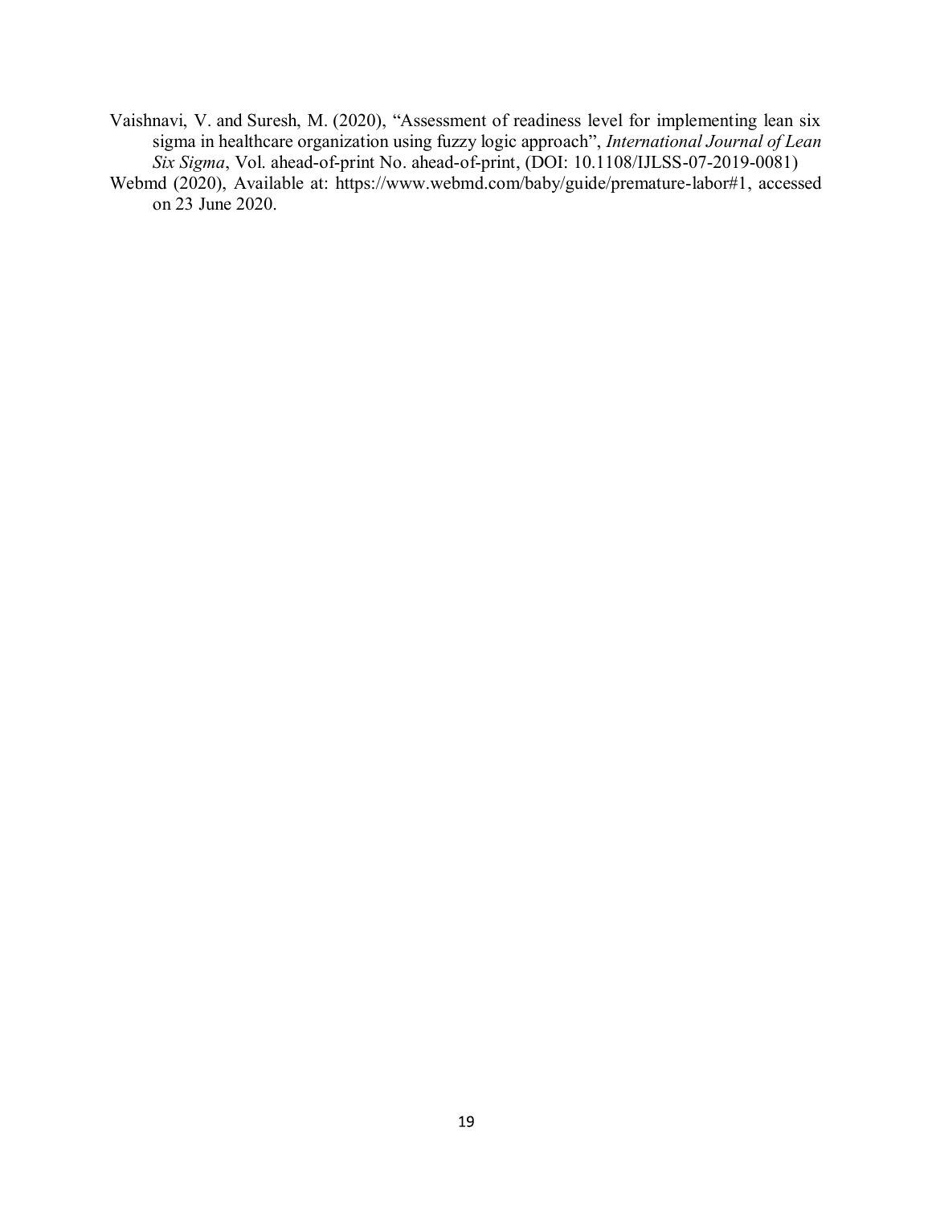Vaishnavi, V. and Suresh, M. (2020), "Assessment of readiness level for implementing lean six sigma in healthcare organization using fuzzy logic approach", *International Journal of Lean Six Sigma*, Vol. ahead-of-print No. ahead-of-print, (DOI: 10.1108/IJLSS-07-2019-0081)

Webmd (2020), Available at: https://www.webmd.com/baby/guide/premature-labor#1, accessed on 23 June 2020.